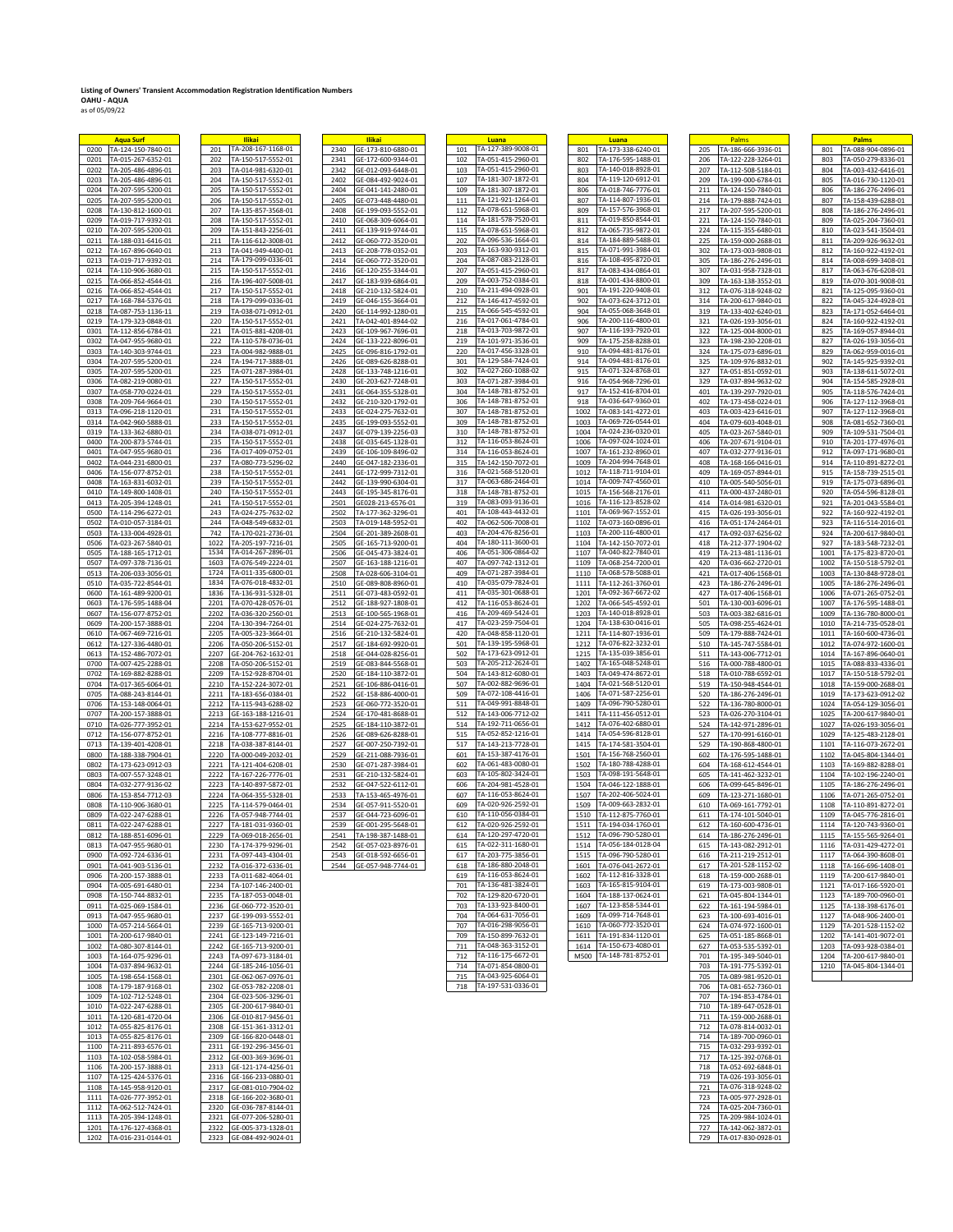**Listing of Owners' Transient Accommodation Registration Identification Numbers**
**OAHU - AQUA**
as of 05/09/22

### Aqua Surf

| Unit | TA Number |
|---|---|
| 0200 | TA-124-150-7840-01 |
| 0201 | TA-015-267-6352-01 |
| 0202 | TA-205-486-4896-01 |
| 0203 | TA-205-486-4896-01 |
| 0204 | TA-207-595-5200-01 |
| 0205 | TA-207-595-5200-01 |
| 0208 | TA-130-812-1600-01 |
| 0209 | TA-019-717-9392-01 |
| 0210 | TA-207-595-5200-01 |
| 0211 | TA-188-031-6416-01 |
| 0212 | TA-167-896-0640-01 |
| 0213 | TA-019-717-9392-01 |
| 0214 | TA-110-906-3680-01 |
| 0215 | TA-066-852-4544-01 |
| 0216 | TA-066-852-4544-01 |
| 0217 | TA-168-784-5376-01 |
| 0218 | TA-087-753-1136-11 |
| 0219 | TA-179-323-0848-01 |
| 0301 | TA-112-856-6784-01 |
| 0302 | TA-047-955-9680-01 |
| 0303 | TA-140-303-9744-01 |
| 0304 | TA-207-595-5200-01 |
| 0305 | TA-207-595-5200-01 |
| 0306 | TA-082-219-0080-01 |
| 0307 | TA-058-770-0224-01 |
| 0308 | TA-209-764-9664-01 |
| 0313 | TA-096-218-1120-01 |
| 0314 | TA-042-960-5888-01 |
| 0319 | TA-133-362-6880-01 |
| 0400 | TA-200-873-5744-01 |
| 0401 | TA-047-955-9680-01 |
| 0402 | TA-044-231-6800-01 |
| 0406 | TA-156-077-8752-01 |
| 0408 | TA-163-831-6032-01 |
| 0410 | TA-149-800-1408-01 |
| 0413 | TA-205-394-1248-01 |
| 0500 | TA-114-296-6272-01 |
| 0502 | TA-010-057-3184-01 |
| 0503 | TA-133-004-4928-01 |
| 0506 | TA-023-267-5840-01 |
| 0505 | TA-188-165-1712-01 |
| 0507 | TA-207-378-7136-01 |
| 0513 | TA-206-033-3056-01 |
| 0510 | TA-035-722-8544-01 |
| 0600 | TA-161-489-9200-01 |
| 0603 | TA-176-595-1488-04 |
| 0607 | TA-156-077-8752-01 |
| 0609 | TA-200-157-3888-01 |
| 0610 | TA-067-469-7216-01 |
| 0612 | TA-127-336-4480-01 |
| 0613 | TA-152-486-7072-01 |
| 0700 | TA-007-425-2288-01 |
| 0702 | TA-169-882-8288-01 |
| 0704 | TA-017-365-6064-01 |
| 0705 | TA-088-243-8144-01 |
| 0706 | TA-153-148-0064-01 |
| 0707 | TA-200-157-3888-01 |
| 0710 | TA-026-777-3952-01 |
| 0712 | TA-156-077-8752-01 |
| 0713 | TA-139-401-4208-01 |
| 0800 | TA-188-338-7904-01 |
| 0802 | TA-173-623-0912-03 |
| 0803 | TA-007-557-3248-01 |
| 0804 | TA-032-277-9136-02 |
| 0806 | TA-153-854-7712-03 |
| 0808 | TA-110-906-3680-01 |
| 0809 | TA-022-247-6288-01 |
| 0811 | TA-022-247-6288-01 |
| 0812 | TA-188-851-6096-01 |
| 0813 | TA-047-955-9680-01 |
| 0900 | TA-092-724-6336-01 |
| 0901 | TA-041-903-5136-01 |
| 0906 | TA-200-157-3888-01 |
| 0904 | TA-005-691-6480-01 |
| 0908 | TA-150-744-8832-01 |
| 0911 | TA-025-069-1584-01 |
| 0913 | TA-047-955-9680-01 |
| 1000 | TA-057-214-5664-01 |
| 1001 | TA-200-617-9840-01 |
| 1002 | TA-080-307-8144-01 |
| 1003 | TA-164-075-9296-01 |
| 1004 | TA-037-894-9632-01 |
| 1005 | TA-198-654-1568-01 |
| 1008 | TA-179-187-9168-01 |
| 1009 | TA-102-712-5248-01 |
| 1010 | TA-022-247-6288-01 |
| 1011 | TA-120-681-4720-04 |
| 1012 | TA-055-825-8176-01 |
| 1013 | TA-055-825-8176-01 |
| 1100 | TA-211-893-6576-01 |
| 1103 | TA-102-058-5984-01 |
| 1106 | TA-200-157-3888-01 |
| 1107 | TA-125-424-5376-01 |
| 1108 | TA-145-958-9120-01 |
| 1111 | TA-026-777-3952-01 |
| 1112 | TA-062-512-7424-01 |
| 1113 | TA-205-394-1248-01 |
| 1201 | TA-176-127-4368-01 |
| 1202 | TA-016-231-0144-01 |

### Ilikai

| Unit | TA Number |
|---|---|
| 201 | TA-208-167-1168-01 |
| 202 | TA-150-517-5552-01 |
| 203 | TA-014-981-6320-01 |
| 204 | TA-150-517-5552-01 |
| 205 | TA-150-517-5552-01 |
| 206 | TA-150-517-5552-01 |
| 207 | TA-135-857-3568-01 |
| 208 | TA-150-517-5552-01 |
| 209 | TA-151-843-2256-01 |
| 211 | TA-116-612-3008-01 |
| 213 | TA-041-949-4400-01 |
| 214 | TA-179-099-0336-01 |
| 215 | TA-150-517-5552-01 |
| 216 | TA-196-407-5008-01 |
| 217 | TA-150-517-5552-01 |
| 218 | TA-179-099-0336-01 |
| 219 | TA-038-071-0912-01 |
| 220 | TA-150-517-5552-01 |
| 221 | TA-015-881-4208-01 |
| 222 | TA-110-578-0736-01 |
| 223 | TA-004-982-9888-01 |
| 224 | TA-194-717-3888-01 |
| 225 | TA-071-287-3984-01 |
| 227 | TA-150-517-5552-01 |
| 229 | TA-150-517-5552-01 |
| 230 | TA-150-517-5552-01 |
| 231 | TA-150-517-5552-01 |
| 233 | TA-150-517-5552-01 |
| 234 | TA-038-071-0912-01 |
| 235 | TA-150-517-5552-01 |
| 236 | TA-017-409-0752-01 |
| 237 | TA-080-773-5296-02 |
| 238 | TA-150-517-5552-01 |
| 239 | TA-150-517-5552-01 |
| 240 | TA-150-517-5552-01 |
| 241 | TA-150-517-5552-01 |
| 243 | TA-024-275-7632-02 |
| 244 | TA-048-549-6832-01 |
| 742 | TA-170-021-2736-01 |
| 1022 | TA-205-197-7216-01 |
| 1534 | TA-014-267-2896-01 |
| 1603 | TA-076-549-2224-01 |
| 1724 | TA-011-335-6800-01 |
| 1834 | TA-076-018-4832-01 |
| 1836 | TA-136-931-5328-01 |
| 2201 | TA-070-428-0576-01 |
| 2202 | TA-036-320-2560-01 |
| 2204 | TA-130-394-7264-01 |
| 2205 | TA-005-323-3664-01 |
| 2206 | TA-050-206-5152-01 |
| 2207 | GE-204-762-1632-01 |
| 2208 | TA-050-206-5152-01 |
| 2209 | TA-152-928-8704-01 |
| 2210 | TA-152-224-3072-01 |
| 2211 | TA-183-656-0384-01 |
| 2212 | TA-115-943-6288-02 |
| 2213 | GE-163-188-1216-01 |
| 2214 | TA-153-672-9552-01 |
| 2216 | TA-108-777-8816-01 |
| 2218 | TA-038-387-8144-01 |
| 2220 | TA-000-049-2032-01 |
| 2221 | TA-121-404-6208-01 |
| 2222 | TA-167-226-7776-01 |
| 2223 | TA-140-897-5872-01 |
| 2224 | TA-064-355-5328-01 |
| 2225 | TA-114-579-0464-01 |
| 2226 | TA-057-948-7744-01 |
| 2227 | TA-181-031-9360-01 |
| 2229 | TA-069-018-2656-01 |
| 2230 | TA-174-379-9296-01 |
| 2231 | TA-097-443-4304-01 |
| 2232 | TA-016-372-6336-01 |
| 2233 | TA-011-682-4064-01 |
| 2234 | TA-107-146-2400-01 |
| 2235 | TA-187-053-0048-01 |
| 2236 | GE-060-772-3520-01 |
| 2237 | GE-199-093-5552-01 |
| 2239 | GE-165-713-9200-01 |
| 2241 | GE-123-149-7216-01 |
| 2242 | GE-165-713-9200-01 |
| 2243 | TA-097-673-3184-01 |
| 2244 | GE-185-246-1056-01 |
| 2301 | GE-062-067-0976-01 |
| 2302 | GE-053-782-2208-01 |
| 2304 | GE-023-506-3296-01 |
| 2305 | GE-200-617-9840-01 |
| 2306 | GE-010-817-9456-01 |
| 2308 | GE-151-361-3312-01 |
| 2309 | GE-166-820-0448-01 |
| 2311 | GE-192-296-3456-01 |
| 2312 | GE-003-369-3696-01 |
| 2313 | GE-121-174-4256-01 |
| 2316 | GE-166-233-0880-01 |
| 2317 | GE-081-010-7904-02 |
| 2318 | GE-166-202-3680-01 |
| 2320 | GE-036-787-8144-01 |
| 2321 | GE-077-206-5280-01 |
| 2322 | GE-005-373-1328-01 |
| 2323 | GE-084-492-9024-01 |
| 2340 | GE-173-810-6880-01 |
| 2341 | GE-172-600-9344-01 |
| 2342 | GE-012-093-6448-01 |
| 2402 | GE-084-492-9024-01 |
| 2404 | GE-041-141-2480-01 |
| 2405 | GE-073-448-4480-01 |
| 2408 | GE-199-093-5552-01 |
| 2410 | GE-068-309-6064-01 |
| 2411 | GE-139-919-9744-01 |
| 2412 | GE-060-772-3520-01 |
| 2413 | GE-208-778-0352-01 |
| 2414 | GE-060-772-3520-01 |
| 2416 | GE-120-255-3344-01 |
| 2417 | GE-183-939-6864-01 |
| 2418 | GE-210-132-5824-01 |
| 2419 | GE-046-155-3664-01 |
| 2420 | GE-114-992-1280-01 |
| 2421 | TA-042-401-8944-02 |
| 2423 | GE-109-967-7696-01 |
| 2424 | GE-133-222-8096-01 |
| 2425 | GE-096-816-1792-01 |
| 2426 | GE-089-626-8288-01 |
| 2428 | GE-133-748-1216-01 |
| 2430 | GE-203-627-7248-01 |
| 2431 | GE-064-355-5328-01 |
| 2432 | GE-210-320-1792-01 |
| 2433 | GE-024-275-7632-01 |
| 2435 | GE-199-093-5552-01 |
| 2437 | GE-079-139-2256-03 |
| 2438 | GE-035-645-1328-01 |
| 2439 | GE-106-109-8496-02 |
| 2440 | GE-047-182-2336-01 |
| 2441 | GE-172-999-7312-01 |
| 2442 | GE-139-990-6304-01 |
| 2443 | GE-195-345-8176-01 |
| 2501 | GE028-213-6576-01 |
| 2502 | TA-177-362-3296-01 |
| 2503 | TA-019-148-5952-01 |
| 2504 | GE-201-389-2608-01 |
| 2505 | GE-165-713-9200-01 |
| 2506 | GE-045-473-3824-01 |
| 2507 | GE-163-188-1216-01 |
| 2508 | TA-028-606-3104-01 |
| 2510 | GE-089-808-8960-01 |
| 2511 | GE-073-483-0592-01 |
| 2512 | GE-188-927-1808-01 |
| 2513 | GE-100-565-1968-01 |
| 2514 | GE-024-275-7632-01 |
| 2516 | GE-210-132-5824-01 |
| 2517 | GE-184-692-9920-01 |
| 2518 | GE-044-028-8256-01 |
| 2519 | GE-083-844-5568-01 |
| 2520 | GE-184-110-3872-01 |
| 2521 | GE-106-886-0416-01 |
| 2522 | GE-158-886-4000-01 |
| 2523 | GE-060-772-3520-01 |
| 2524 | GE-170-481-8688-01 |
| 2525 | GE-184-110-3872-01 |
| 2526 | GE-089-626-8288-01 |
| 2527 | GE-007-250-7392-01 |
| 2529 | GE-211-088-7936-01 |
| 2530 | GE-071-287-3984-01 |
| 2531 | GE-210-132-5824-01 |
| 2532 | GE-047-522-6112-01 |
| 2533 | TA-153-465-4976-01 |
| 2534 | GE-057-911-5520-01 |
| 2537 | GE-044-723-6096-01 |
| 2539 | GE-001-295-5648-01 |
| 2541 | TA-198-387-1488-01 |
| 2542 | GE-057-023-8976-01 |
| 2543 | GE-018-592-6656-01 |
| 2544 | GE-057-948-7744-01 |

### Luana

| Unit | TA Number |
|---|---|
| 101 | TA-127-389-9008-01 |
| 102 | TA-051-415-2960-01 |
| 103 | TA-051-415-2960-01 |
| 107 | TA-181-307-1872-01 |
| 109 | TA-181-307-1872-01 |
| 111 | TA-121-921-1264-01 |
| 112 | TA-078-651-5968-01 |
| 114 | TA-181-578-7520-01 |
| 115 | TA-078-651-5968-01 |
| 202 | TA-096-536-1664-01 |
| 203 | TA-163-930-9312-01 |
| 204 | TA-087-083-2128-01 |
| 207 | TA-051-415-2960-01 |
| 209 | TA-003-752-0384-01 |
| 210 | TA-211-494-0928-01 |
| 212 | TA-146-417-4592-01 |
| 215 | TA-066-545-4592-01 |
| 216 | TA-017-061-4784-01 |
| 218 | TA-103-073-9872-01 |
| 219 | TA-101-971-3536-01 |
| 220 | TA-017-456-3328-01 |
| 301 | TA-129-584-7424-01 |
| 302 | TA-027-260-1088-02 |
| 303 | TA-071-287-3984-01 |
| 304 | TA-148-781-8752-01 |
| 306 | TA-148-781-8752-01 |
| 307 | TA-148-781-8752-01 |
| 309 | TA-148-781-8752-01 |
| 310 | TA-148-781-8752-01 |
| 312 | TA-116-053-8624-01 |
| 314 | TA-116-053-8624-01 |
| 315 | TA-142-150-7072-01 |
| 316 | TA-021-568-5120-01 |
| 317 | TA-063-686-2464-01 |
| 318 | TA-148-781-8752-01 |
| 319 | TA-083-093-9136-01 |
| 401 | TA-108-443-4432-01 |
| 402 | TA-062-506-7008-01 |
| 403 | TA-204-476-8256-01 |
| 404 | TA-180-111-3600-01 |
| 406 | TA-051-306-0864-02 |
| 407 | TA-097-742-1312-01 |
| 409 | TA-071-287-3984-01 |
| 410 | TA-035-079-7824-01 |
| 411 | TA-035-301-0688-01 |
| 412 | TA-116-053-8624-01 |
| 416 | TA-209-469-5424-01 |
| 417 | TA-023-259-7504-01 |
| 420 | TA-048-858-1120-01 |
| 501 | TA-139-195-5968-01 |
| 502 | TA-173-623-0912-01 |
| 503 | TA-205-212-2624-01 |
| 504 | TA-143-812-6080-01 |
| 507 | TA-002-882-9696-01 |
| 509 | TA-072-108-4416-01 |
| 511 | TA-049-991-8848-01 |
| 512 | TA-143-006-7712-02 |
| 514 | TA-192-711-0656-01 |
| 515 | TA-052-852-1216-01 |
| 517 | TA-143-213-7728-01 |
| 601 | TA-153-387-4176-01 |
| 602 | TA-061-483-0080-01 |
| 603 | TA-105-802-3424-01 |
| 606 | TA-204-981-4528-01 |
| 607 | TA-116-053-8624-01 |
| 609 | TA-020-926-2592-01 |
| 610 | TA-110-056-0384-01 |
| 612 | TA-020-926-2592-01 |
| 614 | TA-120-297-4720-01 |
| 615 | TA-022-311-1680-01 |
| 617 | TA-203-775-3856-01 |
| 618 | TA-186-880-2048-01 |
| 619 | TA-116-053-8624-01 |
| 701 | TA-136-481-3824-01 |
| 702 | TA-129-820-6720-01 |
| 703 | TA-133-923-8400-01 |
| 704 | TA-064-631-7056-01 |
| 707 | TA-016-298-9056-01 |
| 709 | TA-150-899-7632-01 |
| 711 | TA-048-363-3152-01 |
| 712 | TA-116-175-6672-01 |
| 714 | TA-071-854-0800-01 |
| 715 | TA-043-925-6064-01 |
| 718 | TA-197-531-0336-01 |
| 801 | TA-173-338-6240-01 |
| 802 | TA-176-595-1488-01 |
| 803 | TA-140-018-8928-01 |
| 804 | TA-119-120-6912-01 |
| 806 | TA-018-746-7776-01 |
| 807 | TA-114-807-1936-01 |
| 809 | TA-157-576-3968-01 |
| 811 | TA-019-850-8544-01 |
| 812 | TA-065-735-9872-01 |
| 814 | TA-184-889-5488-01 |
| 815 | TA-071-991-3984-01 |
| 816 | TA-108-495-8720-01 |
| 817 | TA-083-434-0864-01 |
| 818 | TA-001-434-8800-01 |
| 901 | TA-191-220-9408-01 |
| 902 | TA-073-624-3712-01 |
| 904 | TA-055-068-3648-01 |
| 906 | TA-200-116-4800-01 |
| 907 | TA-116-193-7920-01 |
| 909 | TA-175-258-8288-01 |
| 910 | TA-094-481-8176-01 |
| 914 | TA-094-481-8176-01 |
| 915 | TA-071-324-8768-01 |
| 916 | TA-054-968-7296-01 |
| 917 | TA-152-416-8704-01 |
| 918 | TA-036-647-9360-01 |
| 1002 | TA-083-141-4272-01 |
| 1003 | TA-069-726-0544-01 |
| 1004 | TA-024-236-0320-01 |
| 1006 | TA-097-024-1024-01 |
| 1007 | TA-161-232-8960-01 |
| 1009 | TA-204-994-7648-01 |
| 1012 | TA-118-711-9104-01 |
| 1014 | TA-009-747-4560-01 |
| 1015 | TA-156-568-2176-01 |
| 1016 | TA-116-123-8528-02 |
| 1101 | TA-069-967-1552-01 |
| 1102 | TA-073-160-0896-01 |
| 1103 | TA-200-116-4800-01 |
| 1104 | TA-142-150-7072-01 |
| 1107 | TA-040-822-7840-01 |
| 1109 | TA-068-254-7200-01 |
| 1110 | TA-068-578-5088-01 |
| 1111 | TA-112-261-3760-01 |
| 1201 | TA-092-367-6672-02 |
| 1202 | TA-066-545-4592-01 |
| 1203 | TA-140-018-8928-01 |
| 1204 | TA-138-630-0416-01 |
| 1211 | TA-114-807-1936-01 |
| 1212 | TA-076-822-3232-01 |
| 1215 | TA-135-039-3856-01 |
| 1402 | TA-165-048-5248-01 |
| 1403 | TA-049-474-8672-01 |
| 1404 | TA-021-568-5120-01 |
| 1406 | TA-071-587-2256-01 |
| 1409 | TA-096-790-5280-01 |
| 1411 | TA-111-456-0512-01 |
| 1412 | TA-076-402-6880-01 |
| 1414 | TA-054-596-8128-01 |
| 1415 | TA-174-581-3504-01 |
| 1501 | TA-156-768-2560-01 |
| 1502 | TA-180-788-4288-01 |
| 1503 | TA-098-191-5648-01 |
| 1504 | TA-046-122-1888-01 |
| 1507 | TA-202-406-5024-01 |
| 1509 | TA-009-663-2832-01 |
| 1510 | TA-112-875-7760-01 |
| 1511 | TA-194-034-1760-01 |
| 1512 | TA-096-790-5280-01 |
| 1514 | TA-056-184-0128-04 |
| 1515 | TA-096-790-5280-01 |
| 1601 | TA-076-041-2672-01 |
| 1602 | TA-112-816-3328-01 |
| 1603 | TA-165-815-9104-01 |
| 1604 | TA-188-137-0624-01 |
| 1607 | TA-123-858-5344-01 |
| 1609 | TA-099-714-7648-01 |
| 1610 | TA-060-772-3520-01 |
| 1611 | TA-191-834-1120-01 |
| 1614 | TA-150-673-4080-01 |
| M500 | TA-148-781-8752-01 |

### Palms

| Unit | TA Number |
|---|---|
| 205 | TA-186-666-3936-01 |
| 206 | TA-122-228-3264-01 |
| 207 | TA-112-508-5184-01 |
| 209 | TA-199-000-6784-01 |
| 211 | TA-124-150-7840-01 |
| 214 | TA-179-888-7424-01 |
| 217 | TA-207-595-5200-01 |
| 221 | TA-124-150-7840-01 |
| 224 | TA-115-355-6480-01 |
| 225 | TA-159-000-2688-01 |
| 302 | TA-173-003-9808-01 |
| 305 | TA-186-276-2496-01 |
| 307 | TA-031-958-7328-01 |
| 309 | TA-163-138-3552-01 |
| 312 | TA-076-318-9248-02 |
| 314 | TA-200-617-9840-01 |
| 319 | TA-133-402-6240-01 |
| 321 | TA-026-193-3056-01 |
| 322 | TA-125-004-8000-01 |
| 323 | TA-198-230-2208-01 |
| 324 | TA-175-073-6896-01 |
| 325 | TA-109-976-8832-01 |
| 327 | TA-051-851-0592-01 |
| 329 | TA-037-894-9632-02 |
| 401 | TA-139-297-7920-01 |
| 402 | TA-173-458-0224-01 |
| 403 | TA-003-423-6416-01 |
| 404 | TA-079-603-4048-01 |
| 405 | TA-023-267-5840-01 |
| 406 | TA-207-671-9104-01 |
| 407 | TA-032-277-9136-01 |
| 408 | TA-168-166-0416-01 |
| 409 | TA-169-057-8944-01 |
| 410 | TA-005-540-5056-01 |
| 411 | TA-000-437-2480-01 |
| 414 | TA-014-981-6320-01 |
| 415 | TA-026-193-3056-01 |
| 416 | TA-051-174-2464-01 |
| 417 | TA-092-037-6256-02 |
| 418 | TA-212-377-1904-02 |
| 419 | TA-213-481-1136-01 |
| 420 | TA-036-662-2720-01 |
| 421 | TA-017-406-1568-01 |
| 423 | TA-186-276-2496-01 |
| 427 | TA-017-406-1568-01 |
| 501 | TA-130-003-6096-01 |
| 503 | TA-003-382-6816-01 |
| 505 | TA-098-255-4624-01 |
| 509 | TA-179-888-7424-01 |
| 510 | TA-145-747-5584-01 |
| 511 | TA-143-006-7712-01 |
| 516 | TA-000-788-4800-01 |
| 518 | TA-010-788-6592-01 |
| 519 | TA-150-948-4544-01 |
| 520 | TA-186-276-2496-01 |
| 522 | TA-136-780-8000-01 |
| 523 | TA-026-270-3104-01 |
| 524 | TA-142-971-2896-01 |
| 527 | TA-170-991-6160-01 |
| 529 | TA-190-868-4800-01 |
| 602 | TA-176-595-1488-01 |
| 603 | TA-168-612-4544-01 |
| 605 | TA-141-462-3232-01 |
| 606 | TA-099-645-8496-01 |
| 609 | TA-123-271-1680-01 |
| 610 | TA-069-161-7792-01 |
| 611 | TA-174-101-5040-01 |
| 612 | TA-160-600-4736-01 |
| 614 | TA-186-276-2496-01 |
| 615 | TA-143-082-2912-01 |
| 616 | TA-211-219-2512-01 |
| 617 | TA-201-528-1152-02 |
| 618 | TA-159-000-2688-01 |
| 619 | TA-173-003-9808-01 |
| 621 | TA-045-804-1344-01 |
| 622 | TA-161-194-5984-01 |
| 623 | TA-100-693-4016-01 |
| 624 | TA-074-972-1600-01 |
| 625 | TA-051-185-8668-01 |
| 627 | TA-053-535-5392-01 |
| 701 | TA-195-349-5040-01 |
| 703 | TA-191-775-5392-01 |
| 705 | TA-089-981-9520-01 |
| 706 | TA-081-652-7360-01 |
| 707 | TA-194-853-4784-01 |
| 710 | TA-189-647-0528-01 |
| 711 | TA-159-000-2688-01 |
| 712 | TA-078-814-0032-01 |
| 714 | TA-189-700-0960-01 |
| 715 | TA-032-293-9392-01 |
| 717 | TA-125-392-0768-01 |
| 718 | TA-052-692-6848-01 |
| 719 | TA-026-193-3056-01 |
| 721 | TA-076-318-9248-02 |
| 723 | TA-005-977-2928-01 |
| 724 | TA-025-204-7360-01 |
| 725 | TA-209-984-1024-01 |
| 727 | TA-142-062-3872-01 |
| 729 | TA-017-830-0928-01 |
| 801 | TA-088-904-0896-01 |
| 803 | TA-050-279-8336-01 |
| 804 | TA-003-432-6416-01 |
| 805 | TA-016-730-1120-01 |
| 806 | TA-186-276-2496-01 |
| 807 | TA-158-439-6288-01 |
| 808 | TA-186-276-2496-01 |
| 809 | TA-025-204-7360-01 |
| 810 | TA-023-541-3504-01 |
| 811 | TA-209-926-9632-01 |
| 812 | TA-160-922-4192-01 |
| 814 | TA-008-699-3408-01 |
| 817 | TA-063-676-6208-01 |
| 819 | TA-070-301-9008-01 |
| 821 | TA-125-095-9360-01 |
| 822 | TA-045-324-4928-01 |
| 823 | TA-171-052-6464-01 |
| 824 | TA-160-922-4192-01 |
| 825 | TA-169-057-8944-01 |
| 827 | TA-026-193-3056-01 |
| 829 | TA-062-959-0016-01 |
| 902 | TA-145-925-9392-01 |
| 903 | TA-138-611-5072-01 |
| 904 | TA-154-585-2928-01 |
| 905 | TA-118-576-7424-01 |
| 906 | TA-127-112-3968-01 |
| 907 | TA-127-112-3968-01 |
| 908 | TA-081-652-7360-01 |
| 909 | TA-109-531-7504-01 |
| 910 | TA-201-177-4976-01 |
| 912 | TA-097-171-9680-01 |
| 914 | TA-110-891-8272-01 |
| 915 | TA-158-739-2515-01 |
| 919 | TA-175-073-6896-01 |
| 920 | TA-054-596-8128-01 |
| 921 | TA-201-043-5584-01 |
| 922 | TA-160-922-4192-01 |
| 923 | TA-116-514-2016-01 |
| 924 | TA-200-617-9840-01 |
| 927 | TA-183-548-7232-01 |
| 1001 | TA-175-823-8720-01 |
| 1002 | TA-150-518-5792-01 |
| 1003 | TA-130-848-9728-01 |
| 1005 | TA-186-276-2496-01 |
| 1006 | TA-071-265-0752-01 |
| 1007 | TA-176-595-1488-01 |
| 1009 | TA-136-780-8000-01 |
| 1010 | TA-214-735-0528-01 |
| 1011 | TA-160-600-4736-01 |
| 1012 | TA-074-972-1600-01 |
| 1014 | TA-167-896-0640-01 |
| 1015 | TA-088-833-4336-01 |
| 1017 | TA-150-518-5792-01 |
| 1018 | TA-159-000-2688-01 |
| 1019 | TA-173-623-0912-02 |
| 1024 | TA-054-129-3056-01 |
| 1025 | TA-200-617-9840-01 |
| 1027 | TA-026-193-3056-01 |
| 1029 | TA-125-483-2128-01 |
| 1101 | TA-116-073-2672-01 |
| 1102 | TA-045-804-1344-01 |
| 1103 | TA-169-882-8288-01 |
| 1104 | TA-102-196-2240-01 |
| 1105 | TA-186-276-2496-01 |
| 1106 | TA-071-265-0752-01 |
| 1108 | TA-110-891-8272-01 |
| 1109 | TA-045-776-2816-01 |
| 1114 | TA-120-743-9360-01 |
| 1115 | TA-155-565-9264-01 |
| 1116 | TA-031-429-4272-01 |
| 1117 | TA-064-390-8608-01 |
| 1118 | TA-166-696-1408-01 |
| 1119 | TA-200-617-9840-01 |
| 1121 | TA-017-166-5920-01 |
| 1123 | TA-189-700-0960-01 |
| 1125 | TA-138-398-6176-01 |
| 1127 | TA-048-906-2400-01 |
| 1129 | TA-201-528-1152-02 |
| 1202 | TA-141-401-9072-01 |
| 1203 | TA-093-928-0384-01 |
| 1204 | TA-200-617-9840-01 |
| 1210 | TA-045-804-1344-01 |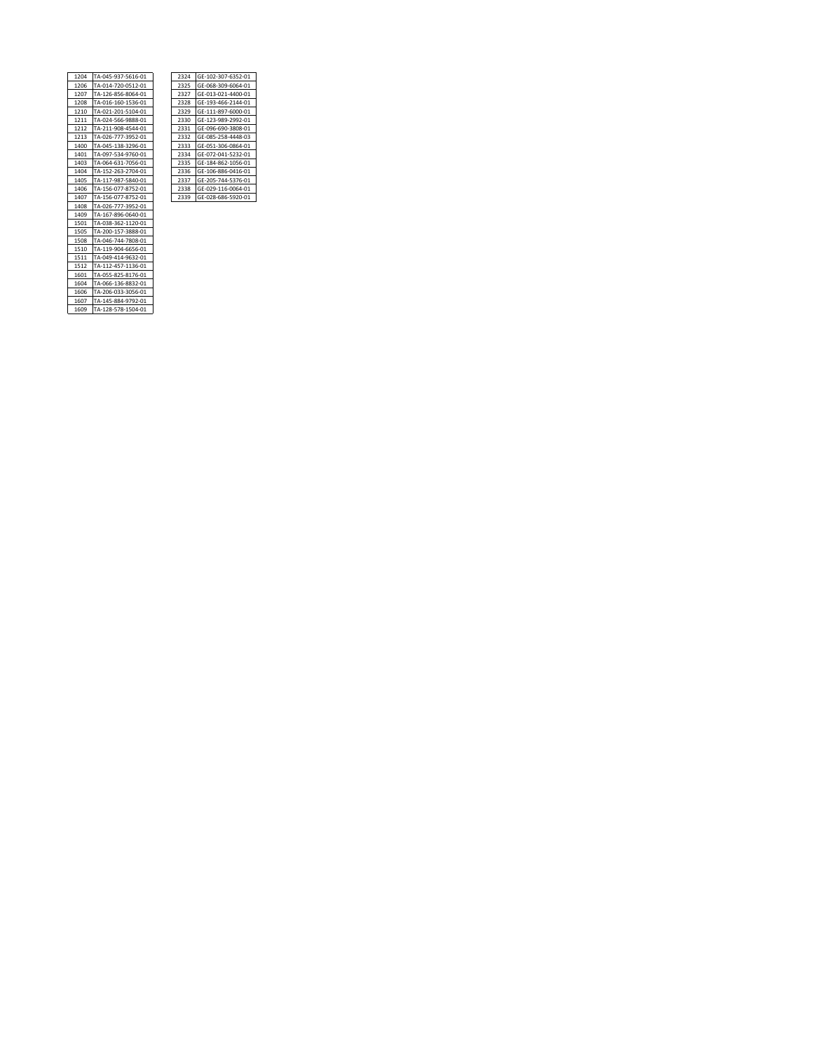| | |
|---|---|
| 1204 | TA-045-937-5616-01 |
| 1206 | TA-014-720-0512-01 |
| 1207 | TA-126-856-8064-01 |
| 1208 | TA-016-160-1536-01 |
| 1210 | TA-021-201-5104-01 |
| 1211 | TA-024-566-9888-01 |
| 1212 | TA-211-908-4544-01 |
| 1213 | TA-026-777-3952-01 |
| 1400 | TA-045-138-3296-01 |
| 1401 | TA-097-534-9760-01 |
| 1403 | TA-064-631-7056-01 |
| 1404 | TA-152-263-2704-01 |
| 1405 | TA-117-987-5840-01 |
| 1406 | TA-156-077-8752-01 |
| 1407 | TA-156-077-8752-01 |
| 1408 | TA-026-777-3952-01 |
| 1409 | TA-167-896-0640-01 |
| 1501 | TA-038-362-1120-01 |
| 1505 | TA-200-157-3888-01 |
| 1508 | TA-046-744-7808-01 |
| 1510 | TA-119-904-6656-01 |
| 1511 | TA-049-414-9632-01 |
| 1512 | TA-112-457-1136-01 |
| 1601 | TA-055-825-8176-01 |
| 1604 | TA-066-136-8832-01 |
| 1606 | TA-206-033-3056-01 |
| 1607 | TA-145-884-9792-01 |
| 1609 | TA-128-578-1504-01 |

| | |
|---|---|
| 2324 | GE-102-307-6352-01 |
| 2325 | GE-068-309-6064-01 |
| 2327 | GE-013-021-4400-01 |
| 2328 | GE-193-466-2144-01 |
| 2329 | GE-111-897-6000-01 |
| 2330 | GE-123-989-2992-01 |
| 2331 | GE-096-690-3808-01 |
| 2332 | GE-085-258-4448-03 |
| 2333 | GE-051-306-0864-01 |
| 2334 | GE-072-041-5232-01 |
| 2335 | GE-184-862-1056-01 |
| 2336 | GE-106-886-0416-01 |
| 2337 | GE-205-744-5376-01 |
| 2338 | GE-029-116-0064-01 |
| 2339 | GE-028-686-5920-01 |